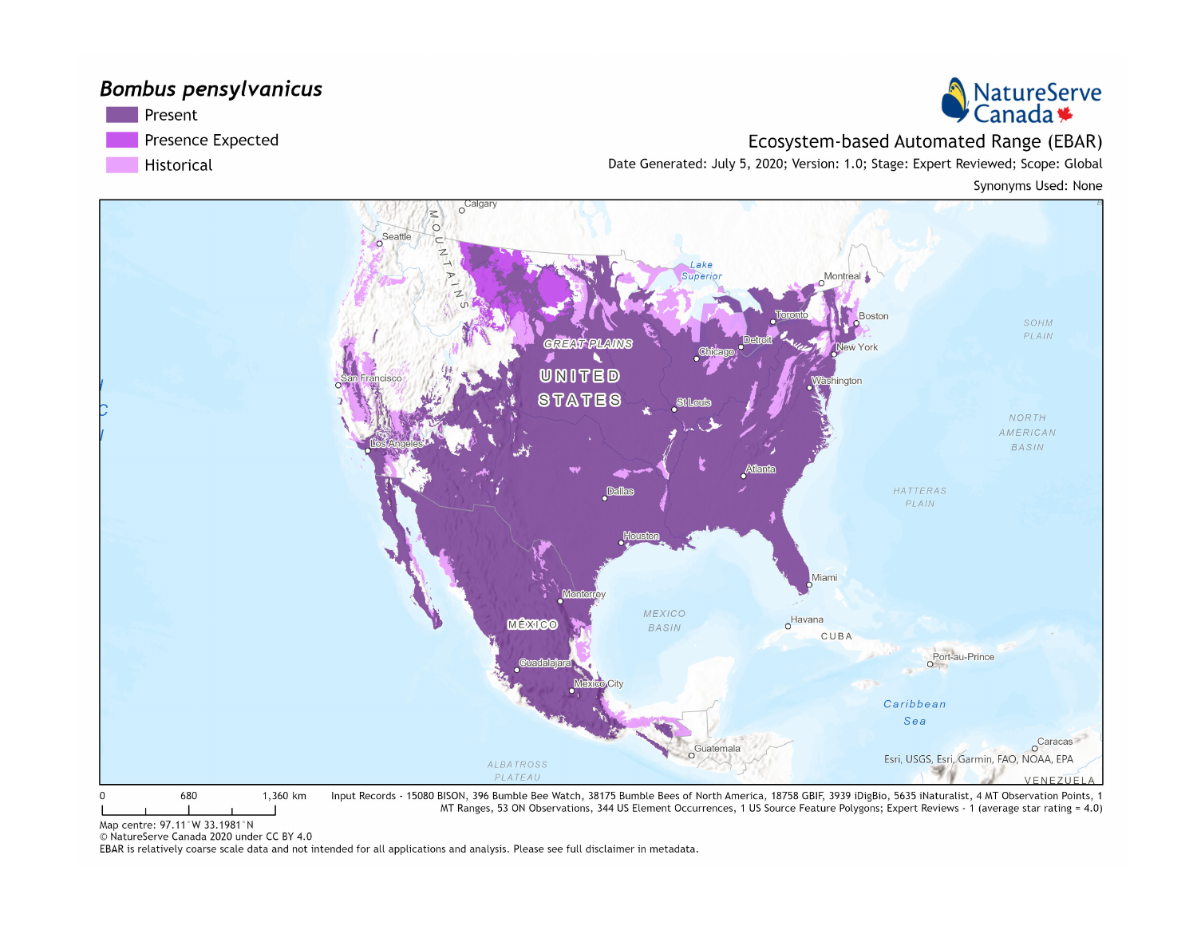# *Bombus pensylvanicus*

- Present
- Presence Expected
- Historical

NatureServe Canada

## Ecosystem-based Automated Range (EBAR)

Date Generated: July 5, 2020; Version: 1.0; Stage: Expert Reviewed; Scope: Global

Synonyms Used: None

0 680 1,360 km

Input Records - 15080 BISON, 396 Bumble Bee Watch, 38175 Bumble Bees of North America, 18758 GBIF, 3939 iDigBio, 5635 iNaturalist, 4 MT Observation Points, 1 MT Ranges, 53 ON Observations, 344 US Element Occurrences, 1 US Source Feature Polygons; Expert Reviews - 1 (average star rating = 4.0)

Map centre: 97.11°W 33.1981°N

© NatureServe Canada 2020 under CC BY 4.0

EBAR is relatively coarse scale data and not intended for all applications and analysis. Please see full disclaimer in metadata.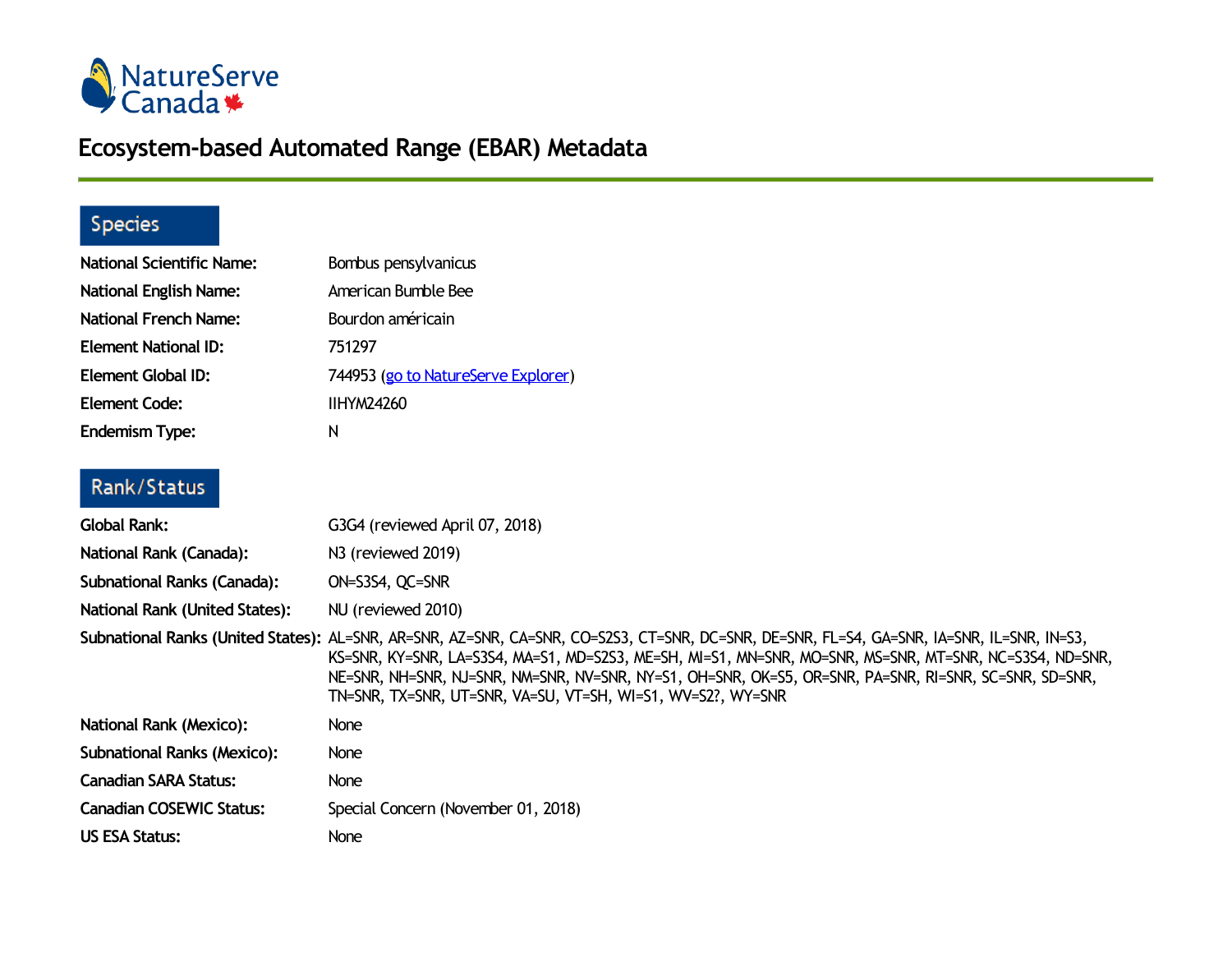NatureServe Canada

# Ecosystem-based Automated Range (EBAR) Metadata

## Species

| | |
|---|---|
| **National Scientific Name:** | Bombus pensylvanicus |
| **National English Name:** | American Bumble Bee |
| **National French Name:** | Bourdon américain |
| **Element National ID:** | 751297 |
| **Element Global ID:** | 744953 (go to NatureServe Explorer) |
| **Element Code:** | IIHYM24260 |
| **Endemism Type:** | N |

## Rank/Status

| | |
|---|---|
| **Global Rank:** | G3G4 (reviewed April 07, 2018) |
| **National Rank (Canada):** | N3 (reviewed 2019) |
| **Subnational Ranks (Canada):** | ON=S3S4, QC=SNR |
| **National Rank (United States):** | NU (reviewed 2010) |
| **Subnational Ranks (United States):** | AL=SNR, AR=SNR, AZ=SNR, CA=SNR, CO=S2S3, CT=SNR, DC=SNR, DE=SNR, FL=S4, GA=SNR, IA=SNR, IL=SNR, IN=S3, KS=SNR, KY=SNR, LA=S3S4, MA=S1, MD=S2S3, ME=SH, MI=S1, MN=SNR, MO=SNR, MS=SNR, MT=SNR, NC=S3S4, ND=SNR, NE=SNR, NH=SNR, NJ=SNR, NM=SNR, NV=SNR, NY=S1, OH=SNR, OK=S5, OR=SNR, PA=SNR, RI=SNR, SC=SNR, SD=SNR, TN=SNR, TX=SNR, UT=SNR, VA=SU, VT=SH, WI=S1, WV=S2?, WY=SNR |
| **National Rank (Mexico):** | None |
| **Subnational Ranks (Mexico):** | None |
| **Canadian SARA Status:** | None |
| **Canadian COSEWIC Status:** | Special Concern (November 01, 2018) |
| **US ESA Status:** | None |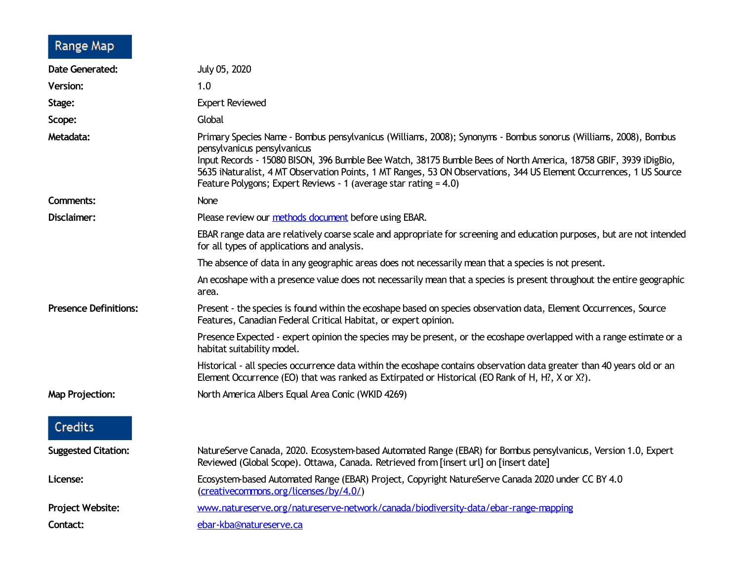## Range Map

**Date Generated:** July 05, 2020

**Version:** 1.0

**Stage:** Expert Reviewed

**Scope:** Global

**Metadata:** Primary Species Name - Bombus pensylvanicus (Williams, 2008); Synonyms - Bombus sonorus (Williams, 2008), Bombus pensylvanicus pensylvanicus
Input Records - 15080 BISON, 396 Bumble Bee Watch, 38175 Bumble Bees of North America, 18758 GBIF, 3939 iDigBio, 5635 iNaturalist, 4 MT Observation Points, 1 MT Ranges, 53 ON Observations, 344 US Element Occurrences, 1 US Source Feature Polygons; Expert Reviews - 1 (average star rating = 4.0)

**Comments:** None

**Disclaimer:** Please review our methods document before using EBAR.

EBAR range data are relatively coarse scale and appropriate for screening and education purposes, but are not intended for all types of applications and analysis.

The absence of data in any geographic areas does not necessarily mean that a species is not present.

An ecoshape with a presence value does not necessarily mean that a species is present throughout the entire geographic area.

**Presence Definitions:** Present - the species is found within the ecoshape based on species observation data, Element Occurrences, Source Features, Canadian Federal Critical Habitat, or expert opinion.

Presence Expected - expert opinion the species may be present, or the ecoshape overlapped with a range estimate or a habitat suitability model.

Historical - all species occurrence data within the ecoshape contains observation data greater than 40 years old or an Element Occurrence (EO) that was ranked as Extirpated or Historical (EO Rank of H, H?, X or X?).

**Map Projection:** North America Albers Equal Area Conic (WKID 4269)

## Credits

**Suggested Citation:** NatureServe Canada, 2020. Ecosystem-based Automated Range (EBAR) for Bombus pensylvanicus, Version 1.0, Expert Reviewed (Global Scope). Ottawa, Canada. Retrieved from [insert url] on [insert date]

**License:** Ecosystem-based Automated Range (EBAR) Project, Copyright NatureServe Canada 2020 under CC BY 4.0 (creativecommons.org/licenses/by/4.0/)

**Project Website:** www.natureserve.org/natureserve-network/canada/biodiversity-data/ebar-range-mapping

**Contact:** ebar-kba@natureserve.ca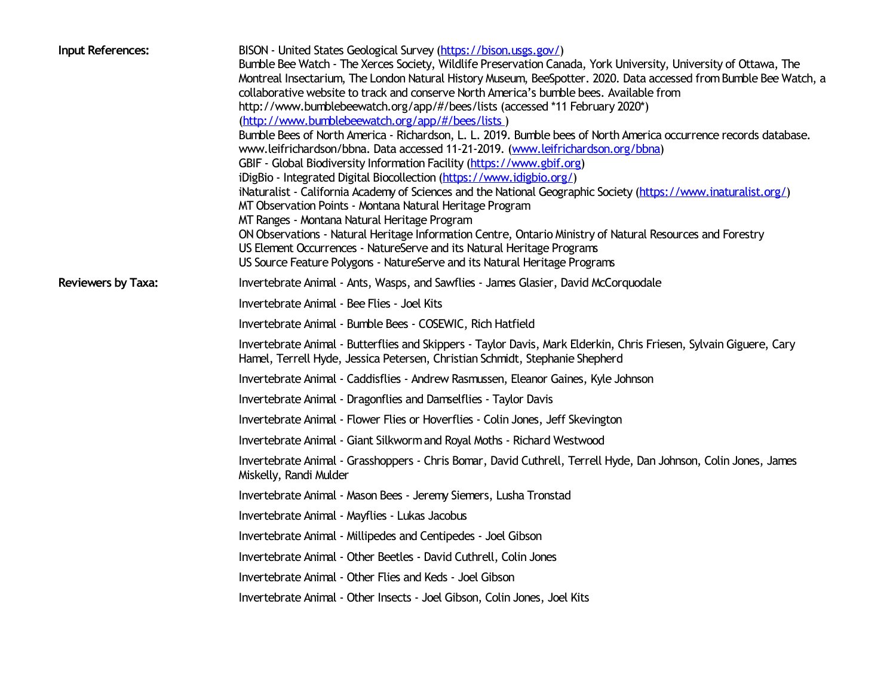**Input References:**

BISON - United States Geological Survey (https://bison.usgs.gov/)
Bumble Bee Watch - The Xerces Society, Wildlife Preservation Canada, York University, University of Ottawa, The Montreal Insectarium, The London Natural History Museum, BeeSpotter. 2020. Data accessed from Bumble Bee Watch, a collaborative website to track and conserve North America's bumble bees. Available from http://www.bumblebeewatch.org/app/#/bees/lists (accessed *11 February 2020*) (http://www.bumblebeewatch.org/app/#/bees/lists )
Bumble Bees of North America - Richardson, L. L. 2019. Bumble bees of North America occurrence records database. www.leifrichardson/bbna. Data accessed 11-21-2019. (www.leifrichardson.org/bbna)
GBIF - Global Biodiversity Information Facility (https://www.gbif.org)
iDigBio - Integrated Digital Biocollection (https://www.idigbio.org/)
iNaturalist - California Academy of Sciences and the National Geographic Society (https://www.inaturalist.org/)
MT Observation Points - Montana Natural Heritage Program
MT Ranges - Montana Natural Heritage Program
ON Observations - Natural Heritage Information Centre, Ontario Ministry of Natural Resources and Forestry
US Element Occurrences - NatureServe and its Natural Heritage Programs
US Source Feature Polygons - NatureServe and its Natural Heritage Programs

**Reviewers by Taxa:**

Invertebrate Animal - Ants, Wasps, and Sawflies - James Glasier, David McCorquodale

Invertebrate Animal - Bee Flies - Joel Kits

Invertebrate Animal - Bumble Bees - COSEWIC, Rich Hatfield

Invertebrate Animal - Butterflies and Skippers - Taylor Davis, Mark Elderkin, Chris Friesen, Sylvain Giguere, Cary Hamel, Terrell Hyde, Jessica Petersen, Christian Schmidt, Stephanie Shepherd

Invertebrate Animal - Caddisflies - Andrew Rasmussen, Eleanor Gaines, Kyle Johnson

Invertebrate Animal - Dragonflies and Damselflies - Taylor Davis

Invertebrate Animal - Flower Flies or Hoverflies - Colin Jones, Jeff Skevington

Invertebrate Animal - Giant Silkworm and Royal Moths - Richard Westwood

Invertebrate Animal - Grasshoppers - Chris Bomar, David Cuthrell, Terrell Hyde, Dan Johnson, Colin Jones, James Miskelly, Randi Mulder

Invertebrate Animal - Mason Bees - Jeremy Siemers, Lusha Tronstad

Invertebrate Animal - Mayflies - Lukas Jacobus

Invertebrate Animal - Millipedes and Centipedes - Joel Gibson

Invertebrate Animal - Other Beetles - David Cuthrell, Colin Jones

Invertebrate Animal - Other Flies and Keds - Joel Gibson

Invertebrate Animal - Other Insects - Joel Gibson, Colin Jones, Joel Kits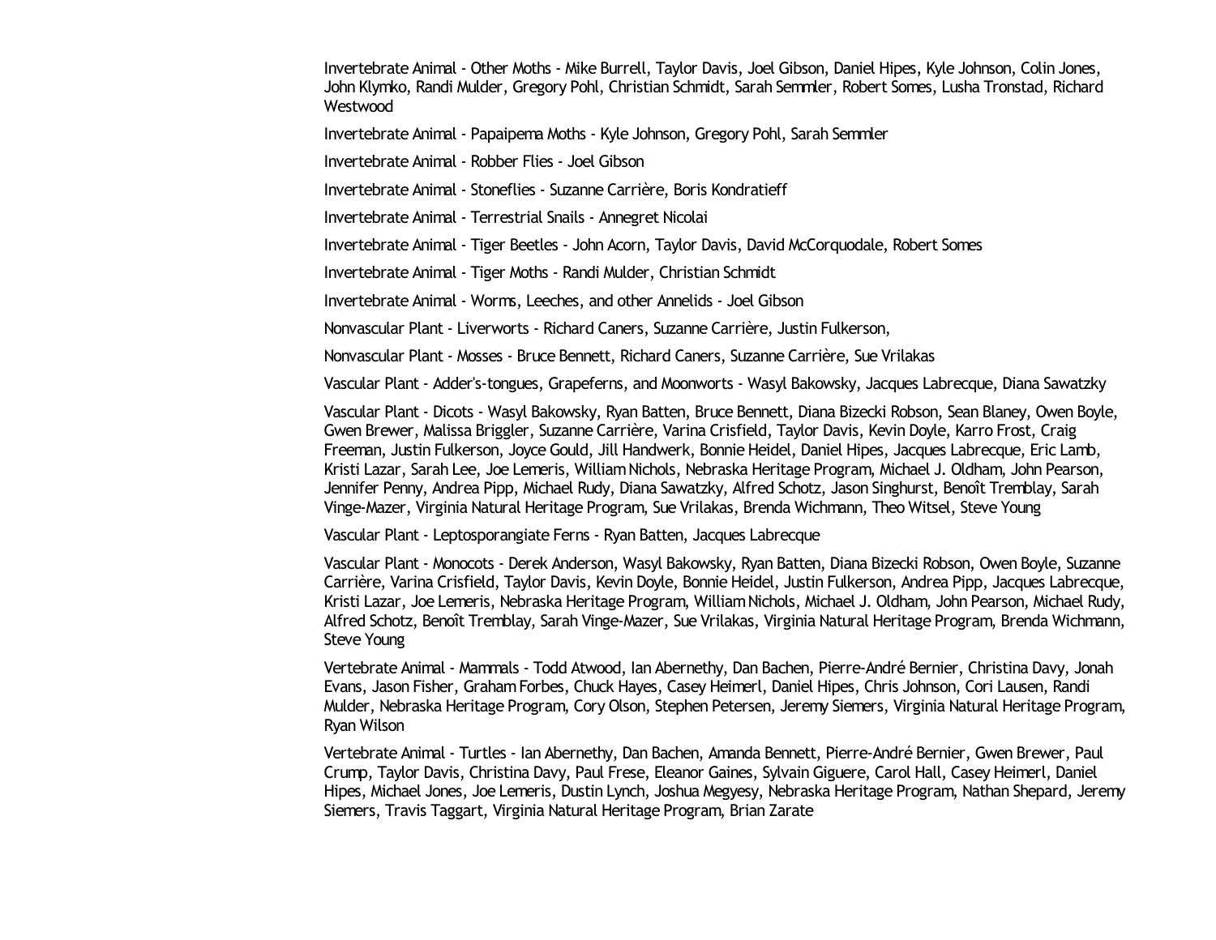Invertebrate Animal - Other Moths - Mike Burrell, Taylor Davis, Joel Gibson, Daniel Hipes, Kyle Johnson, Colin Jones, John Klymko, Randi Mulder, Gregory Pohl, Christian Schmidt, Sarah Semmler, Robert Somes, Lusha Tronstad, Richard Westwood

Invertebrate Animal - Papaipema Moths - Kyle Johnson, Gregory Pohl, Sarah Semmler

Invertebrate Animal - Robber Flies - Joel Gibson

Invertebrate Animal - Stoneflies - Suzanne Carrière, Boris Kondratieff

Invertebrate Animal - Terrestrial Snails - Annegret Nicolai

Invertebrate Animal - Tiger Beetles - John Acorn, Taylor Davis, David McCorquodale, Robert Somes

Invertebrate Animal - Tiger Moths - Randi Mulder, Christian Schmidt

Invertebrate Animal - Worms, Leeches, and other Annelids - Joel Gibson

Nonvascular Plant - Liverworts - Richard Caners, Suzanne Carrière, Justin Fulkerson,

Nonvascular Plant - Mosses - Bruce Bennett, Richard Caners, Suzanne Carrière, Sue Vrilakas

Vascular Plant - Adder's-tongues, Grapeferns, and Moonworts - Wasyl Bakowsky, Jacques Labrecque, Diana Sawatzky

Vascular Plant - Dicots - Wasyl Bakowsky, Ryan Batten, Bruce Bennett, Diana Bizecki Robson, Sean Blaney, Owen Boyle, Gwen Brewer, Malissa Briggler, Suzanne Carrière, Varina Crisfield, Taylor Davis, Kevin Doyle, Karro Frost, Craig Freeman, Justin Fulkerson, Joyce Gould, Jill Handwerk, Bonnie Heidel, Daniel Hipes, Jacques Labrecque, Eric Lamb, Kristi Lazar, Sarah Lee, Joe Lemeris, William Nichols, Nebraska Heritage Program, Michael J. Oldham, John Pearson, Jennifer Penny, Andrea Pipp, Michael Rudy, Diana Sawatzky, Alfred Schotz, Jason Singhurst, Benoît Tremblay, Sarah Vinge-Mazer, Virginia Natural Heritage Program, Sue Vrilakas, Brenda Wichmann, Theo Witsel, Steve Young

Vascular Plant - Leptosporangiate Ferns - Ryan Batten, Jacques Labrecque

Vascular Plant - Monocots - Derek Anderson, Wasyl Bakowsky, Ryan Batten, Diana Bizecki Robson, Owen Boyle, Suzanne Carrière, Varina Crisfield, Taylor Davis, Kevin Doyle, Bonnie Heidel, Justin Fulkerson, Andrea Pipp, Jacques Labrecque, Kristi Lazar, Joe Lemeris, Nebraska Heritage Program, William Nichols, Michael J. Oldham, John Pearson, Michael Rudy, Alfred Schotz, Benoît Tremblay, Sarah Vinge-Mazer, Sue Vrilakas, Virginia Natural Heritage Program, Brenda Wichmann, Steve Young

Vertebrate Animal - Mammals - Todd Atwood, Ian Abernethy, Dan Bachen, Pierre-André Bernier, Christina Davy, Jonah Evans, Jason Fisher, Graham Forbes, Chuck Hayes, Casey Heimerl, Daniel Hipes, Chris Johnson, Cori Lausen, Randi Mulder, Nebraska Heritage Program, Cory Olson, Stephen Petersen, Jeremy Siemers, Virginia Natural Heritage Program, Ryan Wilson

Vertebrate Animal - Turtles - Ian Abernethy, Dan Bachen, Amanda Bennett, Pierre-André Bernier, Gwen Brewer, Paul Crump, Taylor Davis, Christina Davy, Paul Frese, Eleanor Gaines, Sylvain Giguere, Carol Hall, Casey Heimerl, Daniel Hipes, Michael Jones, Joe Lemeris, Dustin Lynch, Joshua Megyesy, Nebraska Heritage Program, Nathan Shepard, Jeremy Siemers, Travis Taggart, Virginia Natural Heritage Program, Brian Zarate